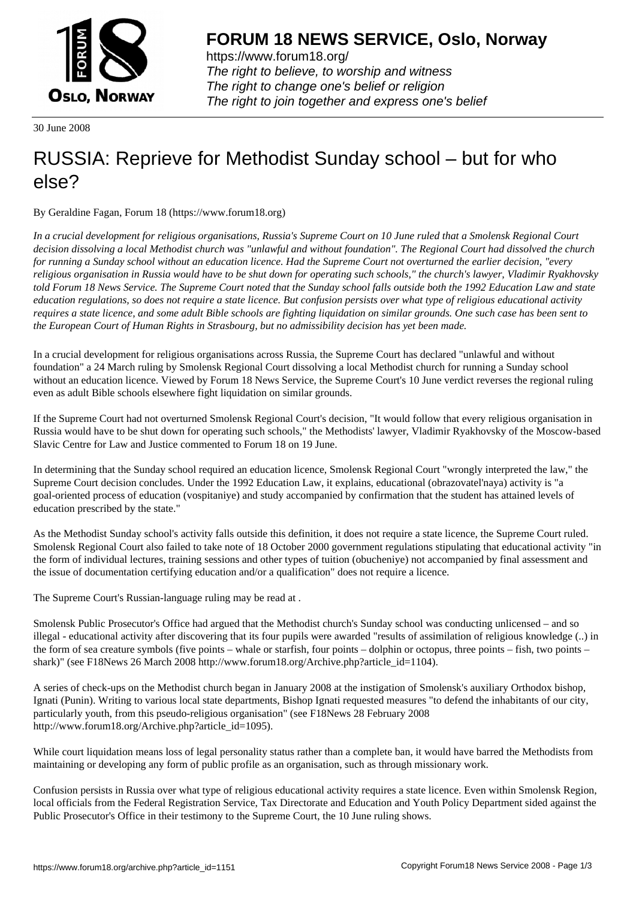# FORUM 18 NEWS SERVICE, Oslo, Norway

https://www.forum18.org/
*The right to believe, to worship and witness*
*The right to change one's belief or religion*
*The right to join together and express one's belief*

30 June 2008

# RUSSIA: Reprieve for Methodist Sunday school – but for who else?

By Geraldine Fagan, Forum 18 (https://www.forum18.org)

*In a crucial development for religious organisations, Russia's Supreme Court on 10 June ruled that a Smolensk Regional Court decision dissolving a local Methodist church was "unlawful and without foundation". The Regional Court had dissolved the church for running a Sunday school without an education licence. Had the Supreme Court not overturned the earlier decision, "every religious organisation in Russia would have to be shut down for operating such schools," the church's lawyer, Vladimir Ryakhovsky told Forum 18 News Service. The Supreme Court noted that the Sunday school falls outside both the 1992 Education Law and state education regulations, so does not require a state licence. But confusion persists over what type of religious educational activity requires a state licence, and some adult Bible schools are fighting liquidation on similar grounds. One such case has been sent to the European Court of Human Rights in Strasbourg, but no admissibility decision has yet been made.*

In a crucial development for religious organisations across Russia, the Supreme Court has declared "unlawful and without foundation" a 24 March ruling by Smolensk Regional Court dissolving a local Methodist church for running a Sunday school without an education licence. Viewed by Forum 18 News Service, the Supreme Court's 10 June verdict reverses the regional ruling even as adult Bible schools elsewhere fight liquidation on similar grounds.

If the Supreme Court had not overturned Smolensk Regional Court's decision, "It would follow that every religious organisation in Russia would have to be shut down for operating such schools," the Methodists' lawyer, Vladimir Ryakhovsky of the Moscow-based Slavic Centre for Law and Justice commented to Forum 18 on 19 June.

In determining that the Sunday school required an education licence, Smolensk Regional Court "wrongly interpreted the law," the Supreme Court decision concludes. Under the 1992 Education Law, it explains, educational (obrazovatel'naya) activity is "a goal-oriented process of education (vospitaniye) and study accompanied by confirmation that the student has attained levels of education prescribed by the state."

As the Methodist Sunday school's activity falls outside this definition, it does not require a state licence, the Supreme Court ruled. Smolensk Regional Court also failed to take note of 18 October 2000 government regulations stipulating that educational activity "in the form of individual lectures, training sessions and other types of tuition (obucheniye) not accompanied by final assessment and the issue of documentation certifying education and/or a qualification" does not require a licence.

The Supreme Court's Russian-language ruling may be read at .

Smolensk Public Prosecutor's Office had argued that the Methodist church's Sunday school was conducting unlicensed – and so illegal - educational activity after discovering that its four pupils were awarded "results of assimilation of religious knowledge (..) in the form of sea creature symbols (five points – whale or starfish, four points – dolphin or octopus, three points – fish, two points – shark)" (see F18News 26 March 2008 http://www.forum18.org/Archive.php?article_id=1104).

A series of check-ups on the Methodist church began in January 2008 at the instigation of Smolensk's auxiliary Orthodox bishop, Ignati (Punin). Writing to various local state departments, Bishop Ignati requested measures "to defend the inhabitants of our city, particularly youth, from this pseudo-religious organisation" (see F18News 28 February 2008 http://www.forum18.org/Archive.php?article_id=1095).

While court liquidation means loss of legal personality status rather than a complete ban, it would have barred the Methodists from maintaining or developing any form of public profile as an organisation, such as through missionary work.

Confusion persists in Russia over what type of religious educational activity requires a state licence. Even within Smolensk Region, local officials from the Federal Registration Service, Tax Directorate and Education and Youth Policy Department sided against the Public Prosecutor's Office in their testimony to the Supreme Court, the 10 June ruling shows.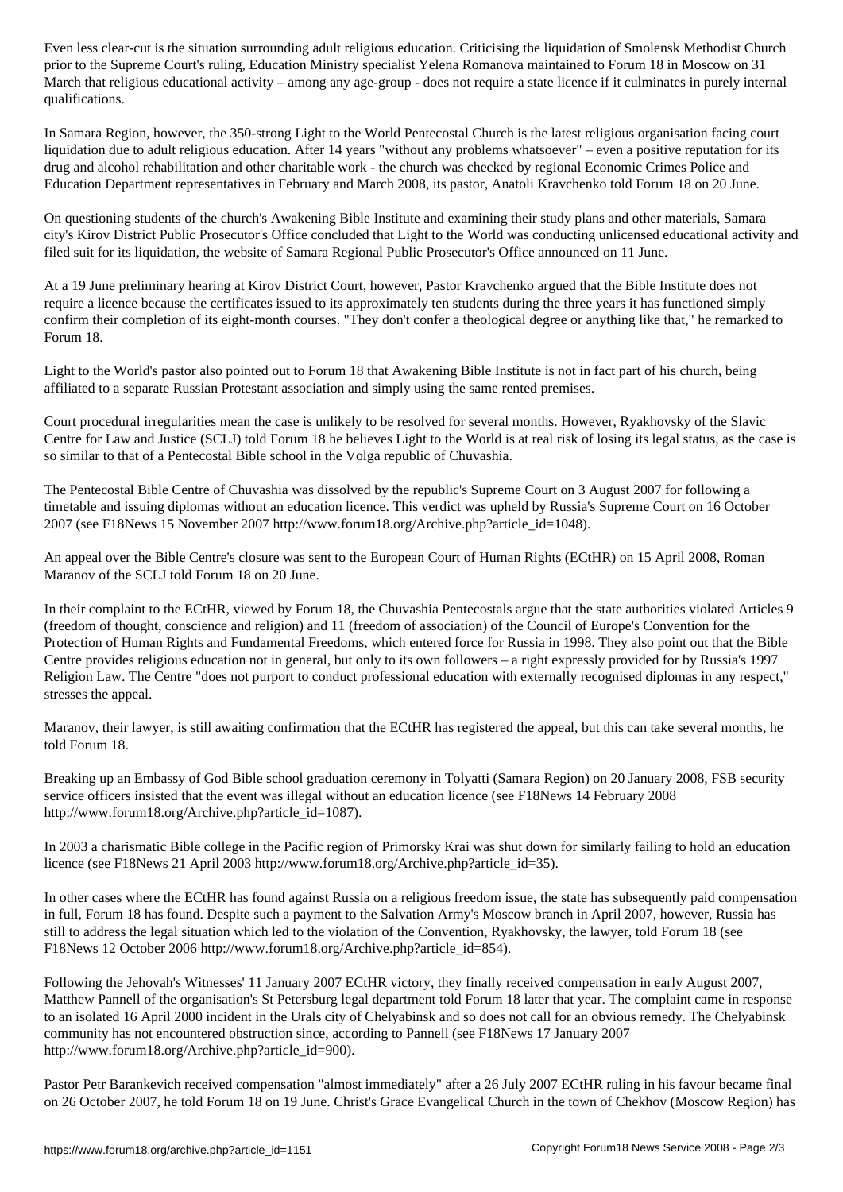Even less clear-cut is the situation surrounding adult religious education. Criticising the liquidation of Smolensk Methodist Church prior to the Supreme Court's ruling, Education Ministry specialist Yelena Romanova maintained to Forum 18 in Moscow on 31 March that religious educational activity – among any age-group - does not require a state licence if it culminates in purely internal qualifications.

In Samara Region, however, the 350-strong Light to the World Pentecostal Church is the latest religious organisation facing court liquidation due to adult religious education. After 14 years "without any problems whatsoever" – even a positive reputation for its drug and alcohol rehabilitation and other charitable work - the church was checked by regional Economic Crimes Police and Education Department representatives in February and March 2008, its pastor, Anatoli Kravchenko told Forum 18 on 20 June.

On questioning students of the church's Awakening Bible Institute and examining their study plans and other materials, Samara city's Kirov District Public Prosecutor's Office concluded that Light to the World was conducting unlicensed educational activity and filed suit for its liquidation, the website of Samara Regional Public Prosecutor's Office announced on 11 June.

At a 19 June preliminary hearing at Kirov District Court, however, Pastor Kravchenko argued that the Bible Institute does not require a licence because the certificates issued to its approximately ten students during the three years it has functioned simply confirm their completion of its eight-month courses. "They don't confer a theological degree or anything like that," he remarked to Forum 18.

Light to the World's pastor also pointed out to Forum 18 that Awakening Bible Institute is not in fact part of his church, being affiliated to a separate Russian Protestant association and simply using the same rented premises.

Court procedural irregularities mean the case is unlikely to be resolved for several months. However, Ryakhovsky of the Slavic Centre for Law and Justice (SCLJ) told Forum 18 he believes Light to the World is at real risk of losing its legal status, as the case is so similar to that of a Pentecostal Bible school in the Volga republic of Chuvashia.

The Pentecostal Bible Centre of Chuvashia was dissolved by the republic's Supreme Court on 3 August 2007 for following a timetable and issuing diplomas without an education licence. This verdict was upheld by Russia's Supreme Court on 16 October 2007 (see F18News 15 November 2007 http://www.forum18.org/Archive.php?article_id=1048).

An appeal over the Bible Centre's closure was sent to the European Court of Human Rights (ECtHR) on 15 April 2008, Roman Maranov of the SCLJ told Forum 18 on 20 June.

In their complaint to the ECtHR, viewed by Forum 18, the Chuvashia Pentecostals argue that the state authorities violated Articles 9 (freedom of thought, conscience and religion) and 11 (freedom of association) of the Council of Europe's Convention for the Protection of Human Rights and Fundamental Freedoms, which entered force for Russia in 1998. They also point out that the Bible Centre provides religious education not in general, but only to its own followers – a right expressly provided for by Russia's 1997 Religion Law. The Centre "does not purport to conduct professional education with externally recognised diplomas in any respect," stresses the appeal.

Maranov, their lawyer, is still awaiting confirmation that the ECtHR has registered the appeal, but this can take several months, he told Forum 18.

Breaking up an Embassy of God Bible school graduation ceremony in Tolyatti (Samara Region) on 20 January 2008, FSB security service officers insisted that the event was illegal without an education licence (see F18News 14 February 2008 http://www.forum18.org/Archive.php?article_id=1087).

In 2003 a charismatic Bible college in the Pacific region of Primorsky Krai was shut down for similarly failing to hold an education licence (see F18News 21 April 2003 http://www.forum18.org/Archive.php?article_id=35).

In other cases where the ECtHR has found against Russia on a religious freedom issue, the state has subsequently paid compensation in full, Forum 18 has found. Despite such a payment to the Salvation Army's Moscow branch in April 2007, however, Russia has still to address the legal situation which led to the violation of the Convention, Ryakhovsky, the lawyer, told Forum 18 (see F18News 12 October 2006 http://www.forum18.org/Archive.php?article_id=854).

Following the Jehovah's Witnesses' 11 January 2007 ECtHR victory, they finally received compensation in early August 2007, Matthew Pannell of the organisation's St Petersburg legal department told Forum 18 later that year. The complaint came in response to an isolated 16 April 2000 incident in the Urals city of Chelyabinsk and so does not call for an obvious remedy. The Chelyabinsk community has not encountered obstruction since, according to Pannell (see F18News 17 January 2007 http://www.forum18.org/Archive.php?article_id=900).

Pastor Petr Barankevich received compensation "almost immediately" after a 26 July 2007 ECtHR ruling in his favour became final on 26 October 2007, he told Forum 18 on 19 June. Christ's Grace Evangelical Church in the town of Chekhov (Moscow Region) has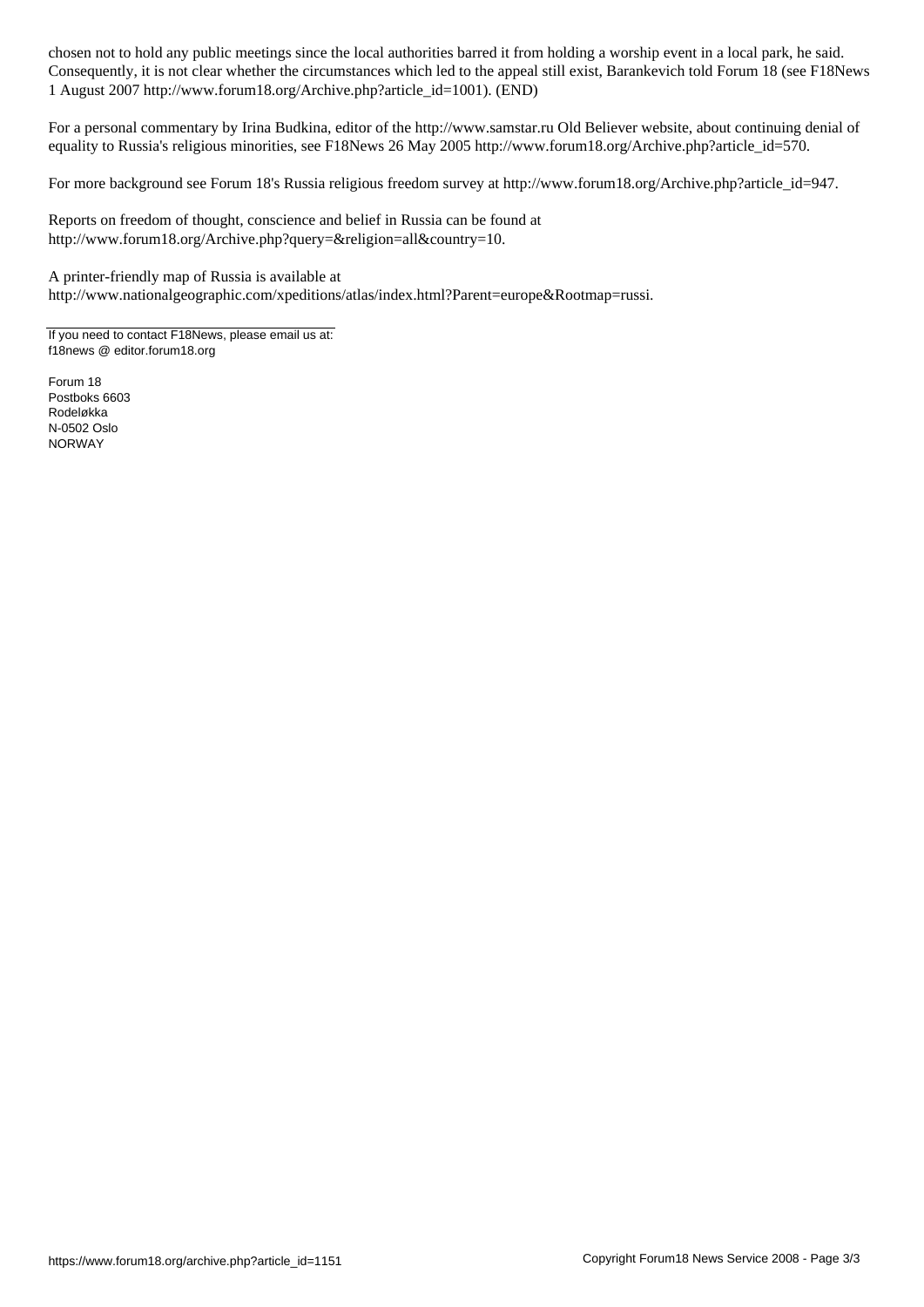chosen not to hold any public meetings since the local authorities barred it from holding a worship event in a local park, he said. Consequently, it is not clear whether the circumstances which led to the appeal still exist, Barankevich told Forum 18 (see F18News 1 August 2007 http://www.forum18.org/Archive.php?article_id=1001). (END)

For a personal commentary by Irina Budkina, editor of the http://www.samstar.ru Old Believer website, about continuing denial of equality to Russia's religious minorities, see F18News 26 May 2005 http://www.forum18.org/Archive.php?article_id=570.

For more background see Forum 18's Russia religious freedom survey at http://www.forum18.org/Archive.php?article_id=947.

Reports on freedom of thought, conscience and belief in Russia can be found at http://www.forum18.org/Archive.php?query=&religion=all&country=10.

A printer-friendly map of Russia is available at http://www.nationalgeographic.com/xpeditions/atlas/index.html?Parent=europe&Rootmap=russi.

---

If you need to contact F18News, please email us at:
f18news @ editor.forum18.org

Forum 18
Postboks 6603
Rodeløkka
N-0502 Oslo
NORWAY